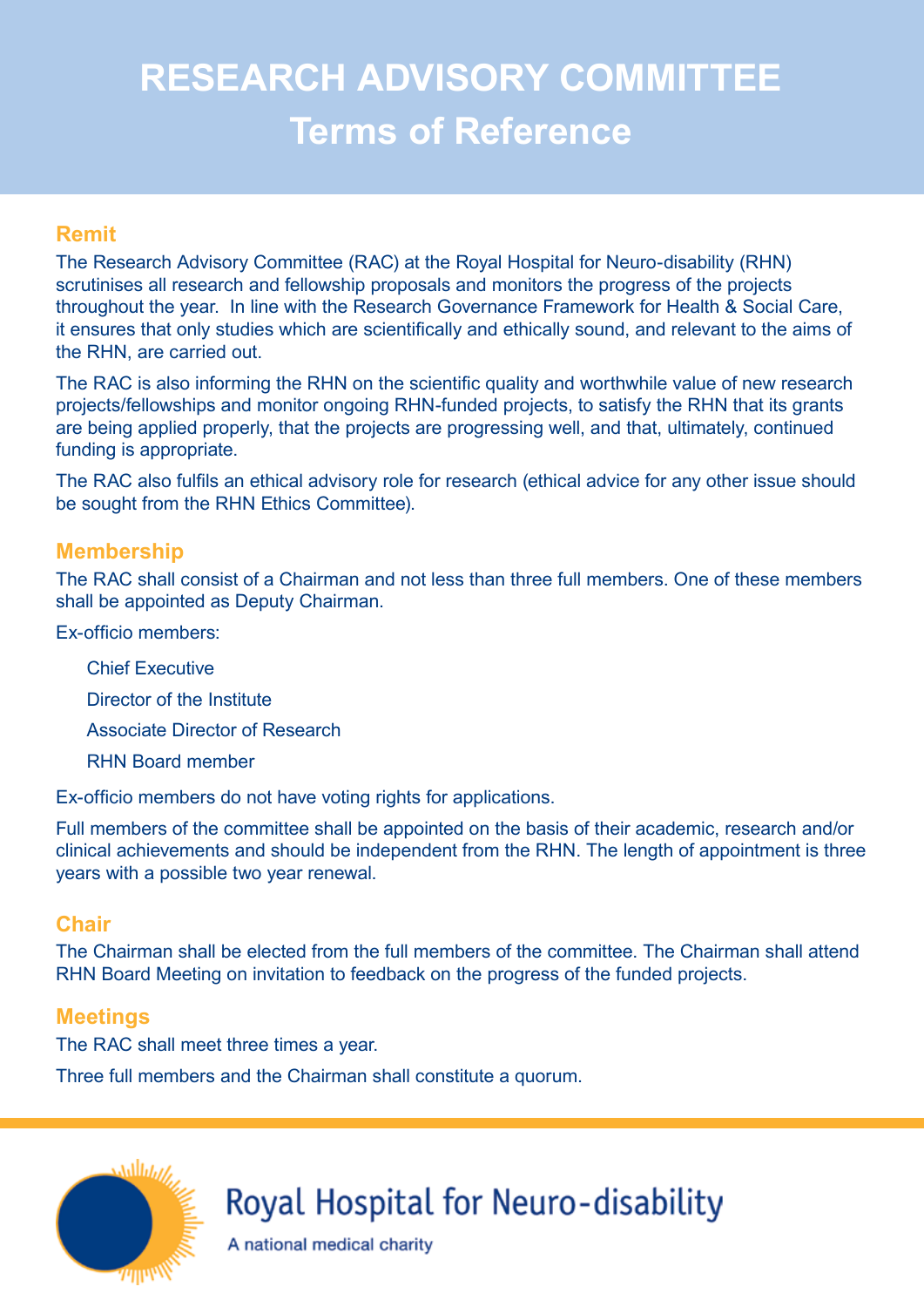# RESEARCH ADVISORY COMMITTEE

## Terms of Reference

### Remit

The Research Advisory Committee (RAC) at the Royal Hospital for Neuro-disability (RHN) scrutinises all research and fellowship proposals and monitors the progress of the projects throughout the year. In line with the Research Governance Framework for Health & Social Care, it ensures that only studies which are scientifically and ethically sound, and relevant to the aims of the RHN, are carried out.

The RAC is also informing the RHN on the scientific quality and worthwhile value of new research projects/fellowships and monitor ongoing RHN-funded projects, to satisfy the RHN that its grants are being applied properly, that the projects are progressing well, and that, ultimately, continued funding is appropriate.

The RAC also fulfils an ethical advisory role for research (ethical advice for any other issue should be sought from the RHN Ethics Committee).

### Membership

The RAC shall consist of a Chairman and not less than three full members. One of these members shall be appointed as Deputy Chairman.

Ex-officio members:

- Chief Executive
- Director of the Institute
- Associate Director of Research
- RHN Board member

Ex-officio members do not have voting rights for applications.

Full members of the committee shall be appointed on the basis of their academic, research and/or clinical achievements and should be independent from the RHN. The length of appointment is three years with a possible two year renewal.

### Chair

The Chairman shall be elected from the full members of the committee. The Chairman shall attend RHN Board Meeting on invitation to feedback on the progress of the funded projects.

### Meetings

The RAC shall meet three times a year.

Three full members and the Chairman shall constitute a quorum.

Royal Hospital for Neuro-disability

A national medical charity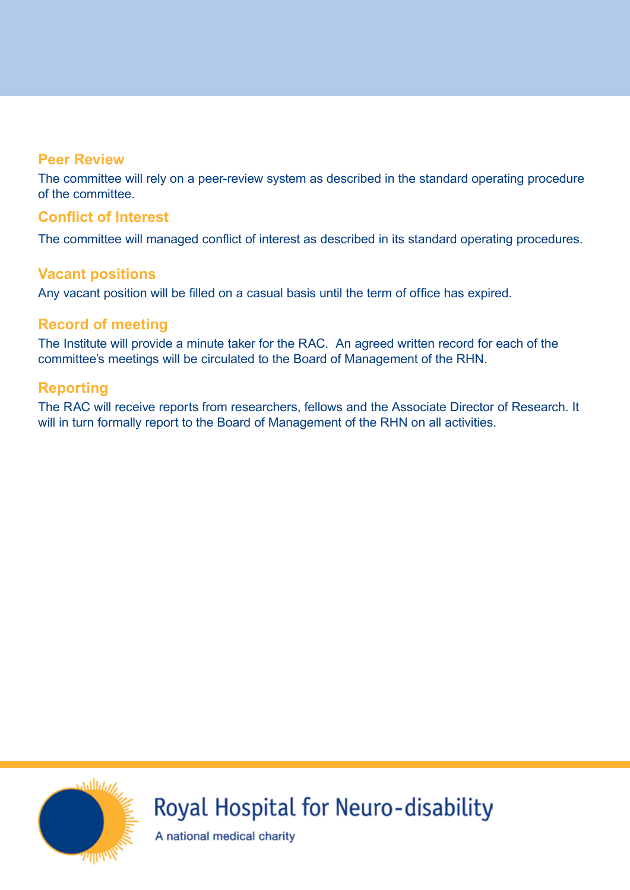## Peer Review

The committee will rely on a peer-review system as described in the standard operating procedure of the committee.

## Conflict of Interest

The committee will managed conflict of interest as described in its standard operating procedures.

## Vacant positions

Any vacant position will be filled on a casual basis until the term of office has expired.

## Record of meeting

The Institute will provide a minute taker for the RAC. An agreed written record for each of the committee's meetings will be circulated to the Board of Management of the RHN.

## Reporting

The RAC will receive reports from researchers, fellows and the Associate Director of Research. It will in turn formally report to the Board of Management of the RHN on all activities.

Royal Hospital for Neuro-disability

A national medical charity